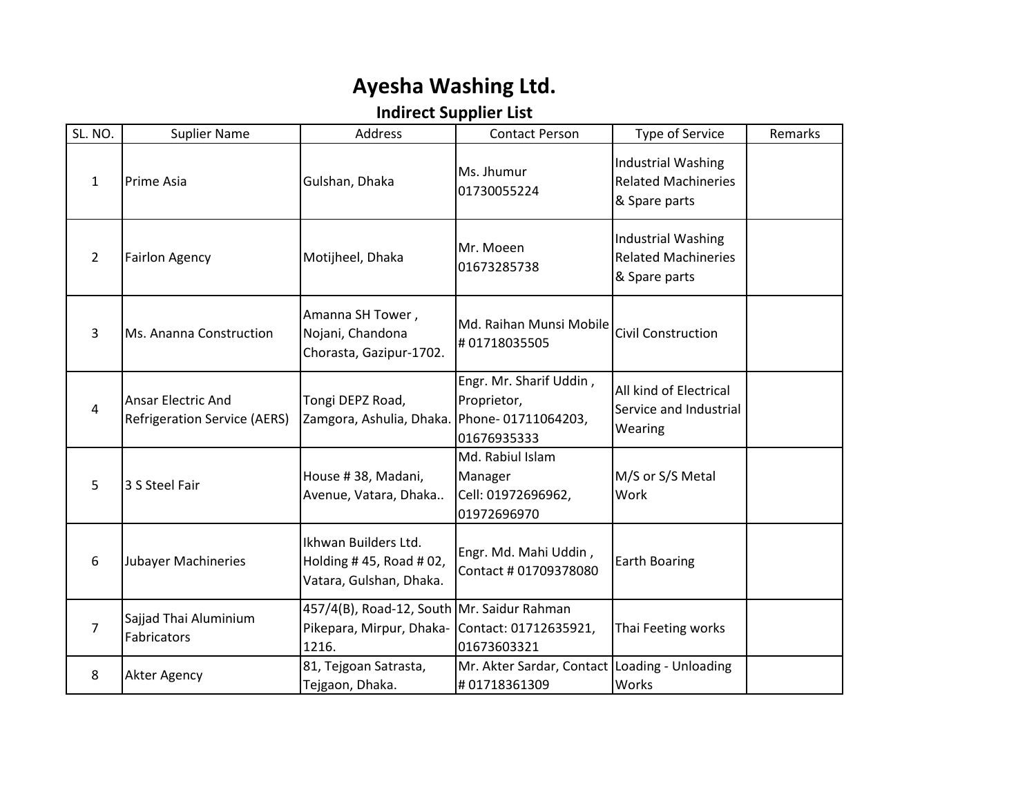# Ayesha Washing Ltd.

## Indirect Supplier List

| SL. NO. | Suplier Name | Address | Contact Person | Type of Service | Remarks |
|---|---|---|---|---|---|
| 1 | Prime Asia | Gulshan, Dhaka | Ms. Jhumur 01730055224 | Industrial Washing Related Machineries & Spare parts | |
| 2 | Fairlon Agency | Motijheel, Dhaka | Mr. Moeen 01673285738 | Industrial Washing Related Machineries & Spare parts | |
| 3 | Ms. Ananna Construction | Amanna SH Tower , Nojani, Chandona Chorasta, Gazipur-1702. | Md. Raihan Munsi Mobile # 01718035505 | Civil Construction | |
| 4 | Ansar Electric And Refrigeration Service (AERS) | Tongi DEPZ Road, Zamgora, Ashulia, Dhaka. | Engr. Mr. Sharif Uddin , Proprietor, Phone- 01711064203, 01676935333 | All kind of Electrical Service and Industrial Wearing | |
| 5 | 3 S Steel Fair | House # 38, Madani, Avenue, Vatara, Dhaka.. | Md. Rabiul Islam Manager Cell: 01972696962, 01972696970 | M/S or S/S Metal Work | |
| 6 | Jubayer Machineries | Ikhwan Builders Ltd. Holding # 45, Road # 02, Vatara, Gulshan, Dhaka. | Engr. Md. Mahi Uddin , Contact # 01709378080 | Earth Boaring | |
| 7 | Sajjad Thai Aluminium Fabricators | 457/4(B), Road-12, South Pikepara, Mirpur, Dhaka-1216. | Mr. Saidur Rahman Contact: 01712635921, 01673603321 | Thai Feeting works | |
| 8 | Akter Agency | 81, Tejgoan Satrasta, Tejgaon, Dhaka. | Mr. Akter Sardar, Contact # 01718361309 | Loading - Unloading Works | |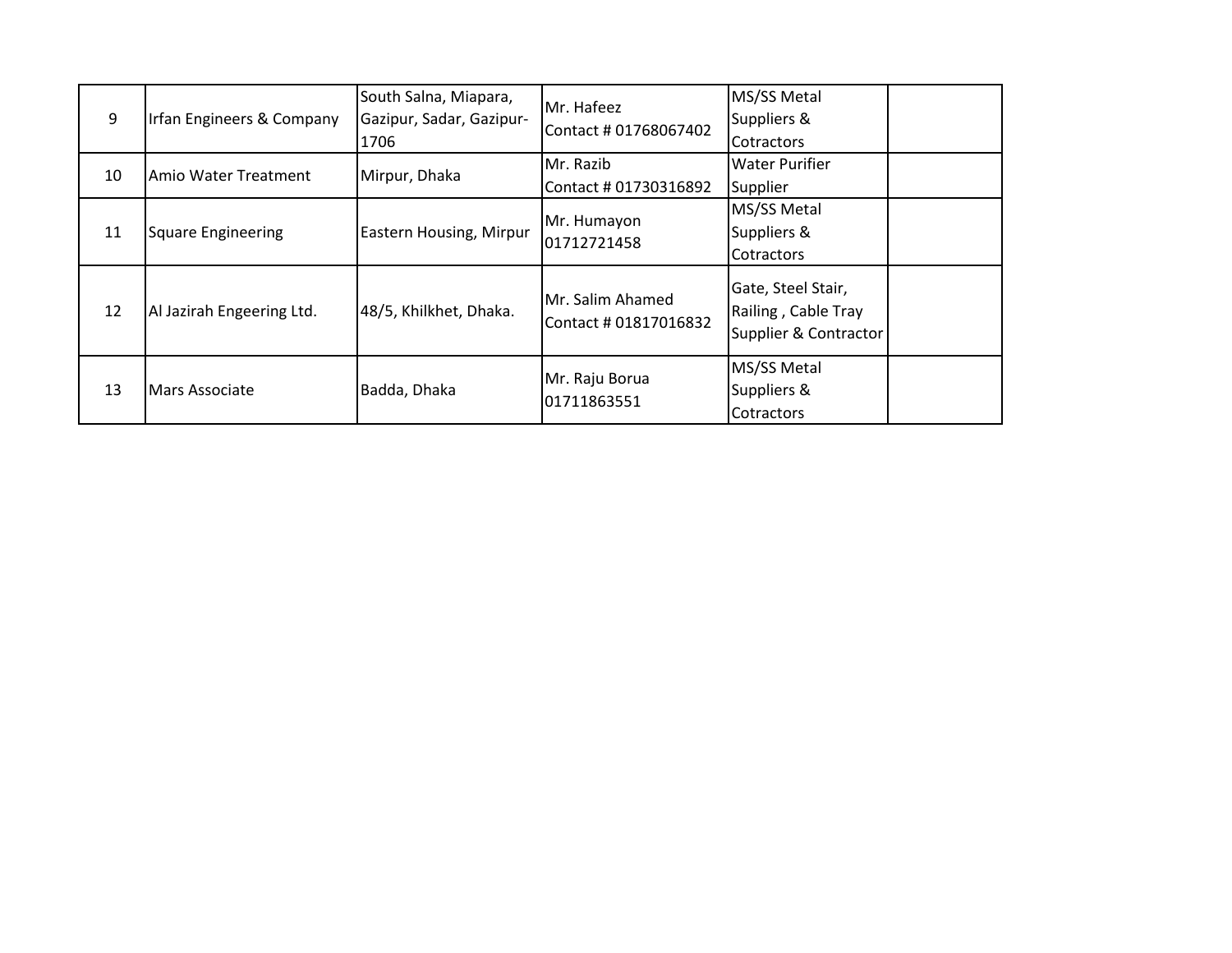| | | | | | |
|---|---|---|---|---|---|
| 9 | Irfan Engineers & Company | South Salna, Miapara, Gazipur, Sadar, Gazipur-1706 | Mr. Hafeez<br>Contact # 01768067402 | MS/SS Metal Suppliers & Cotractors | |
| 10 | Amio Water Treatment | Mirpur, Dhaka | Mr. Razib<br>Contact # 01730316892 | Water Purifier Supplier | |
| 11 | Square Engineering | Eastern Housing, Mirpur | Mr. Humayon<br>01712721458 | MS/SS Metal Suppliers & Cotractors | |
| 12 | Al Jazirah Engeering Ltd. | 48/5, Khilkhet, Dhaka. | Mr. Salim Ahamed<br>Contact # 01817016832 | Gate, Steel Stair, Railing , Cable Tray Supplier & Contractor | |
| 13 | Mars Associate | Badda, Dhaka | Mr. Raju Borua<br>01711863551 | MS/SS Metal Suppliers & Cotractors | |